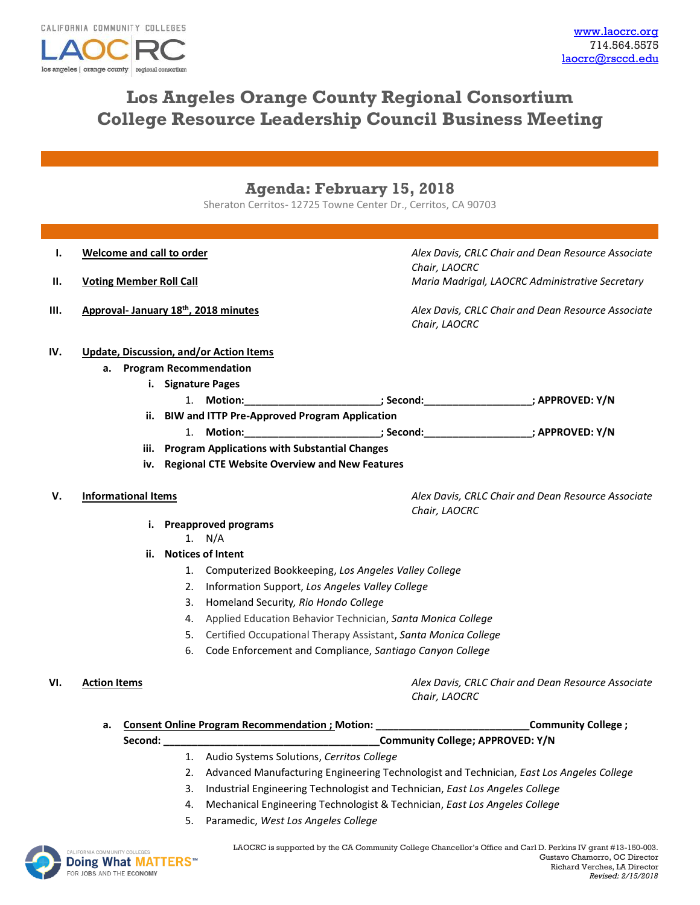CALIFORNIA COMMUNITY COLLEGES
LAOCRC
los angeles | orange county | regional consortium

www.laocrc.org
714.564.5575
laocrc@rsccd.edu

# Los Angeles Orange County Regional Consortium College Resource Leadership Council Business Meeting

## Agenda: February 15, 2018

Sheraton Cerritos- 12725 Towne Center Dr., Cerritos, CA 90703

**I. Welcome and call to order** — *Alex Davis, CRLC Chair and Dean Resource Associate Chair, LAOCRC*

**II. Voting Member Roll Call** — *Maria Madrigal, LAOCRC Administrative Secretary*

**III. Approval- January 18th, 2018 minutes** — *Alex Davis, CRLC Chair and Dean Resource Associate Chair, LAOCRC*

**IV. Update, Discussion, and/or Action Items**

- **a. Program Recommendation**
  - **i. Signature Pages**
    1. **Motion:________________________; Second:___________________; APPROVED: Y/N**
  - **ii. BIW and ITTP Pre-Approved Program Application**
    1. **Motion:________________________; Second:___________________; APPROVED: Y/N**
  - **iii. Program Applications with Substantial Changes**
  - **iv. Regional CTE Website Overview and New Features**

**V. Informational Items** — *Alex Davis, CRLC Chair and Dean Resource Associate Chair, LAOCRC*

- **i. Preapproved programs**
  1. N/A
- **ii. Notices of Intent**
  1. Computerized Bookkeeping, *Los Angeles Valley College*
  2. Information Support, *Los Angeles Valley College*
  3. Homeland Security, *Rio Hondo College*
  4. Applied Education Behavior Technician, *Santa Monica College*
  5. Certified Occupational Therapy Assistant, *Santa Monica College*
  6. Code Enforcement and Compliance, *Santiago Canyon College*

**VI. Action Items** — *Alex Davis, CRLC Chair and Dean Resource Associate Chair, LAOCRC*

- **a. Consent Online Program Recommendation ; Motion: __________________________Community College ; Second: ______________________________________Community College; APPROVED: Y/N**
  1. Audio Systems Solutions, *Cerritos College*
  2. Advanced Manufacturing Engineering Technologist and Technician, *East Los Angeles College*
  3. Industrial Engineering Technologist and Technician, *East Los Angeles College*
  4. Mechanical Engineering Technologist & Technician, *East Los Angeles College*
  5. Paramedic, *West Los Angeles College*

CALIFORNIA COMMUNITY COLLEGES Doing What MATTERS™ FOR JOBS AND THE ECONOMY

LAOCRC is supported by the CA Community College Chancellor's Office and Carl D. Perkins IV grant #13-150-003.
Gustavo Chamorro, OC Director
Richard Verches, LA Director
*Revised: 2/15/2018*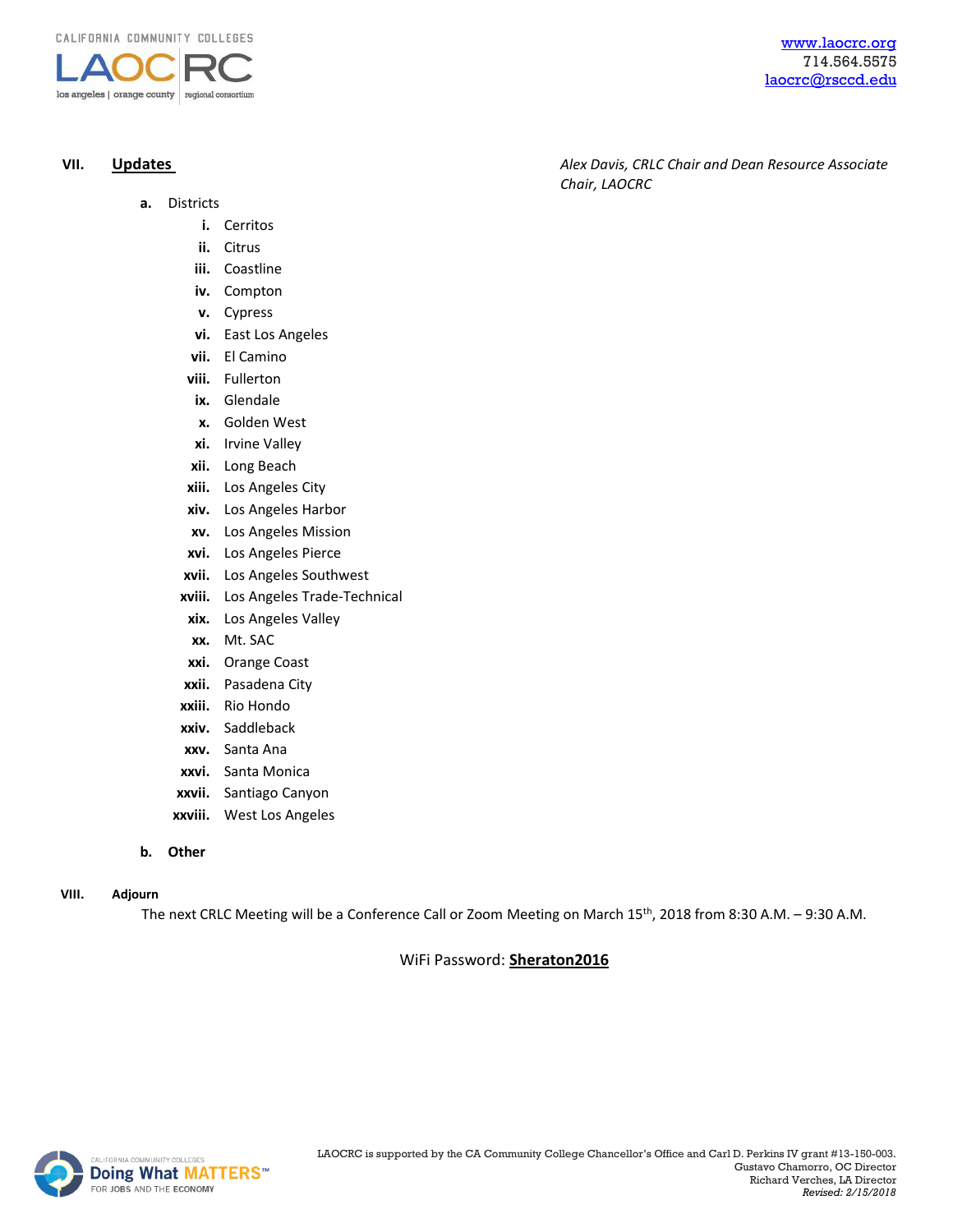VII. **Updates** *Alex Davis, CRLC Chair and Dean Resource Associate Chair, LAOCRC*

a. Districts

i. Cerritos
ii. Citrus
iii. Coastline
iv. Compton
v. Cypress
vi. East Los Angeles
vii. El Camino
viii. Fullerton
ix. Glendale
x. Golden West
xi. Irvine Valley
xii. Long Beach
xiii. Los Angeles City
xiv. Los Angeles Harbor
xv. Los Angeles Mission
xvi. Los Angeles Pierce
xvii. Los Angeles Southwest
xviii. Los Angeles Trade-Technical
xix. Los Angeles Valley
xx. Mt. SAC
xxi. Orange Coast
xxii. Pasadena City
xxiii. Rio Hondo
xxiv. Saddleback
xxv. Santa Ana
xxvi. Santa Monica
xxvii. Santiago Canyon
xxviii. West Los Angeles

b. **Other**

VIII. **Adjourn**

The next CRLC Meeting will be a Conference Call or Zoom Meeting on March 15th, 2018 from 8:30 A.M. – 9:30 A.M.

WiFi Password: **Sheraton2016**

LAOCRC is supported by the CA Community College Chancellor's Office and Carl D. Perkins IV grant #13-150-003.
Gustavo Chamorro, OC Director
Richard Verches, LA Director
*Revised: 2/15/2018*